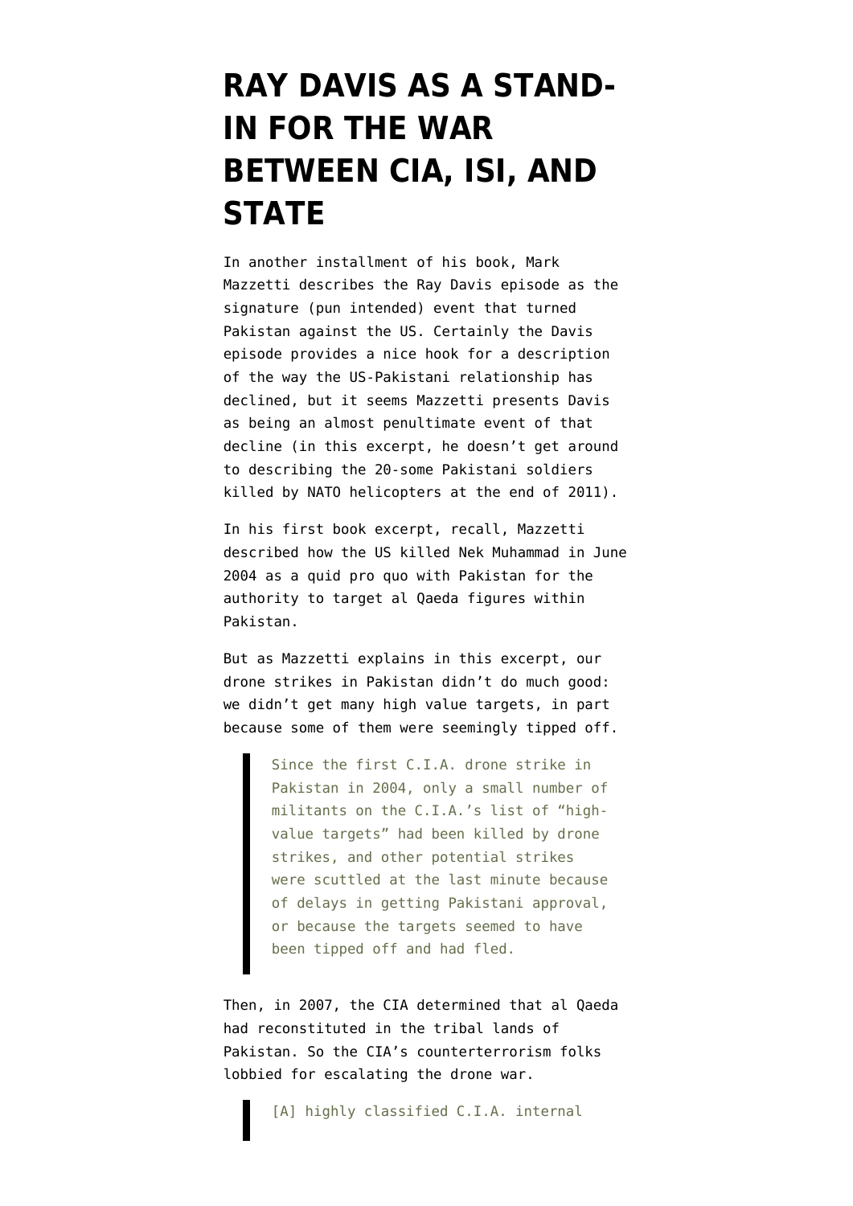# RAY DAVIS AS A STAND-IN FOR THE WAR BETWEEN CIA, ISI, AND STATE

In another installment of his book, Mark Mazzetti describes the Ray Davis episode as the signature (pun intended) event that turned Pakistan against the US. Certainly the Davis episode provides a nice hook for a description of the way the US-Pakistani relationship has declined, but it seems Mazzetti presents Davis as being an almost penultimate event of that decline (in this excerpt, he doesn't get around to describing the 20-some Pakistani soldiers killed by NATO helicopters at the end of 2011).

In his first book excerpt, recall, Mazzetti described how the US killed Nek Muhammad in June 2004 as a quid pro quo with Pakistan for the authority to target al Qaeda figures within Pakistan.

But as Mazzetti explains in this excerpt, our drone strikes in Pakistan didn't do much good: we didn't get many high value targets, in part because some of them were seemingly tipped off.

> Since the first C.I.A. drone strike in Pakistan in 2004, only a small number of militants on the C.I.A.'s list of "high-value targets" had been killed by drone strikes, and other potential strikes were scuttled at the last minute because of delays in getting Pakistani approval, or because the targets seemed to have been tipped off and had fled.

Then, in 2007, the CIA determined that al Qaeda had reconstituted in the tribal lands of Pakistan. So the CIA's counterterrorism folks lobbied for escalating the drone war.

> [A] highly classified C.I.A. internal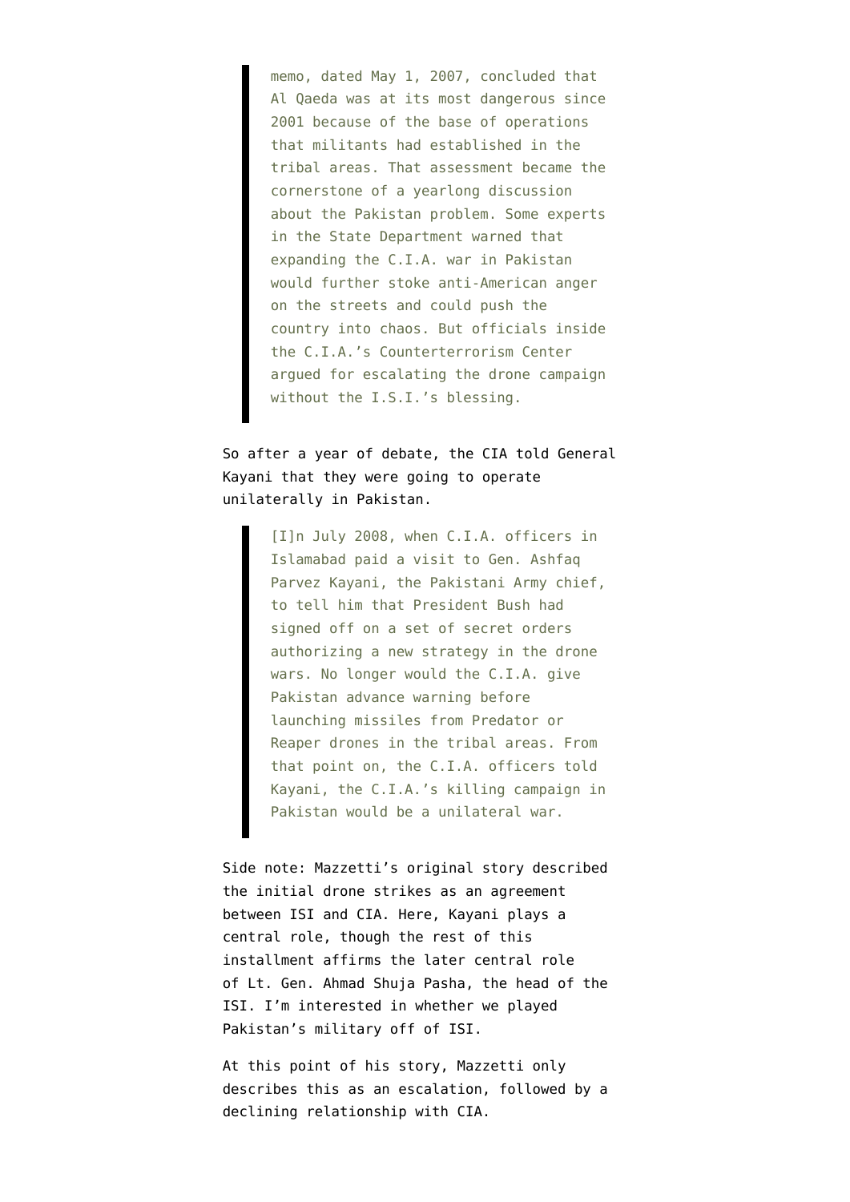> memo, dated May 1, 2007, concluded that Al Qaeda was at its most dangerous since 2001 because of the base of operations that militants had established in the tribal areas. That assessment became the cornerstone of a yearlong discussion about the Pakistan problem. Some experts in the State Department warned that expanding the C.I.A. war in Pakistan would further stoke anti-American anger on the streets and could push the country into chaos. But officials inside the C.I.A.'s Counterterrorism Center argued for escalating the drone campaign without the I.S.I.'s blessing.

So after a year of debate, the CIA told General Kayani that they were going to operate unilaterally in Pakistan.

> [I]n July 2008, when C.I.A. officers in Islamabad paid a visit to Gen. Ashfaq Parvez Kayani, the Pakistani Army chief, to tell him that President Bush had signed off on a set of secret orders authorizing a new strategy in the drone wars. No longer would the C.I.A. give Pakistan advance warning before launching missiles from Predator or Reaper drones in the tribal areas. From that point on, the C.I.A. officers told Kayani, the C.I.A.'s killing campaign in Pakistan would be a unilateral war.

Side note: Mazzetti's original story described the initial drone strikes as an agreement between ISI and CIA. Here, Kayani plays a central role, though the rest of this installment affirms the later central role of Lt. Gen. Ahmad Shuja Pasha, the head of the ISI. I'm interested in whether we played Pakistan's military off of ISI.

At this point of his story, Mazzetti only describes this as an escalation, followed by a declining relationship with CIA.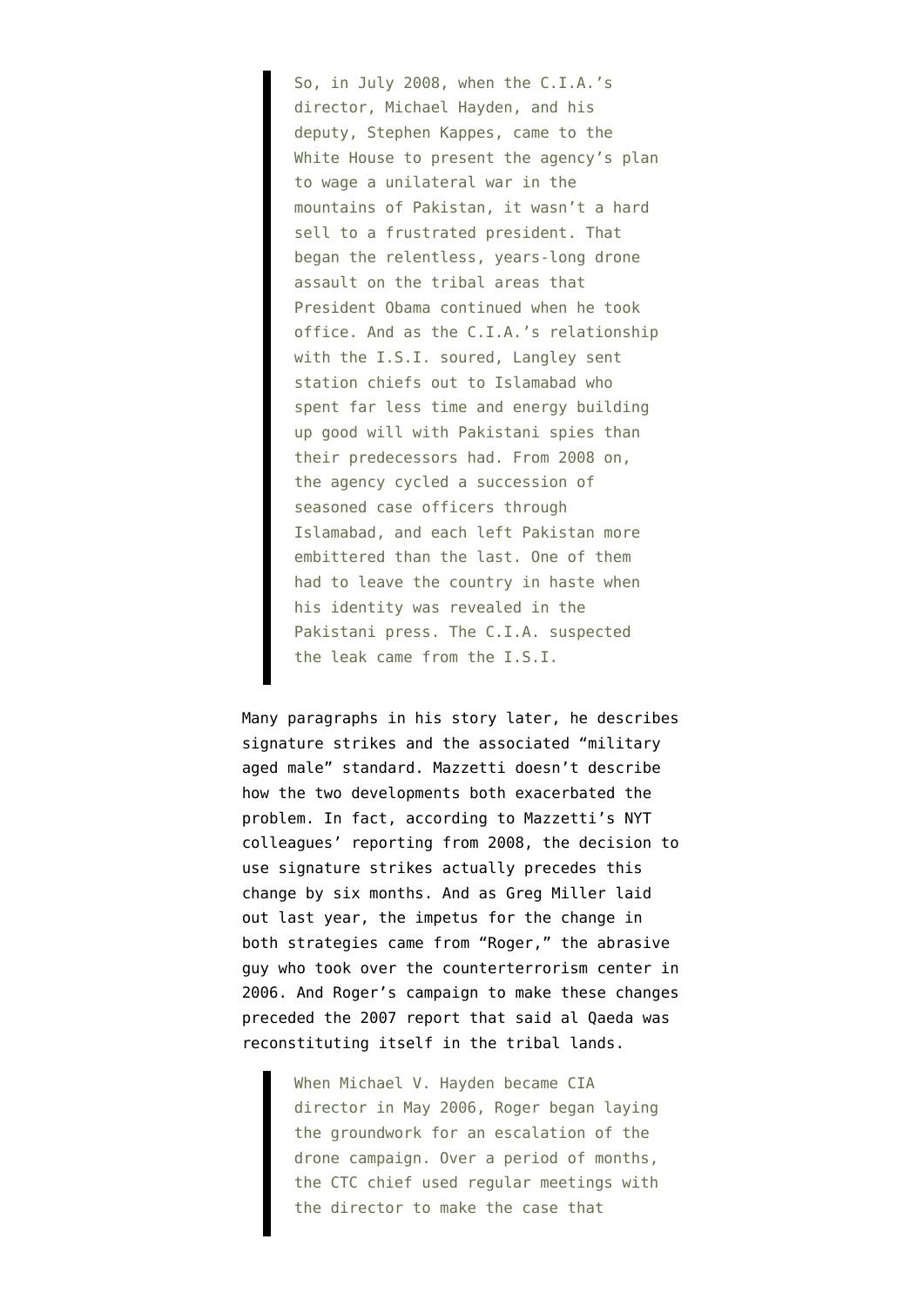> So, in July 2008, when the C.I.A.'s director, Michael Hayden, and his deputy, Stephen Kappes, came to the White House to present the agency's plan to wage a unilateral war in the mountains of Pakistan, it wasn't a hard sell to a frustrated president. That began the relentless, years-long drone assault on the tribal areas that President Obama continued when he took office. And as the C.I.A.'s relationship with the I.S.I. soured, Langley sent station chiefs out to Islamabad who spent far less time and energy building up good will with Pakistani spies than their predecessors had. From 2008 on, the agency cycled a succession of seasoned case officers through Islamabad, and each left Pakistan more embittered than the last. One of them had to leave the country in haste when his identity was revealed in the Pakistani press. The C.I.A. suspected the leak came from the I.S.I.

Many paragraphs in his story later, he describes signature strikes and the associated "military aged male" standard. Mazzetti doesn't describe how the two developments both exacerbated the problem. In fact, according to Mazzetti's NYT colleagues' reporting from 2008, the decision to use signature strikes actually precedes this change by six months. And as Greg Miller laid out last year, the impetus for the change in both strategies came from "Roger," the abrasive guy who took over the counterterrorism center in 2006. And Roger's campaign to make these changes preceded the 2007 report that said al Qaeda was reconstituting itself in the tribal lands.

> When Michael V. Hayden became CIA director in May 2006, Roger began laying the groundwork for an escalation of the drone campaign. Over a period of months, the CTC chief used regular meetings with the director to make the case that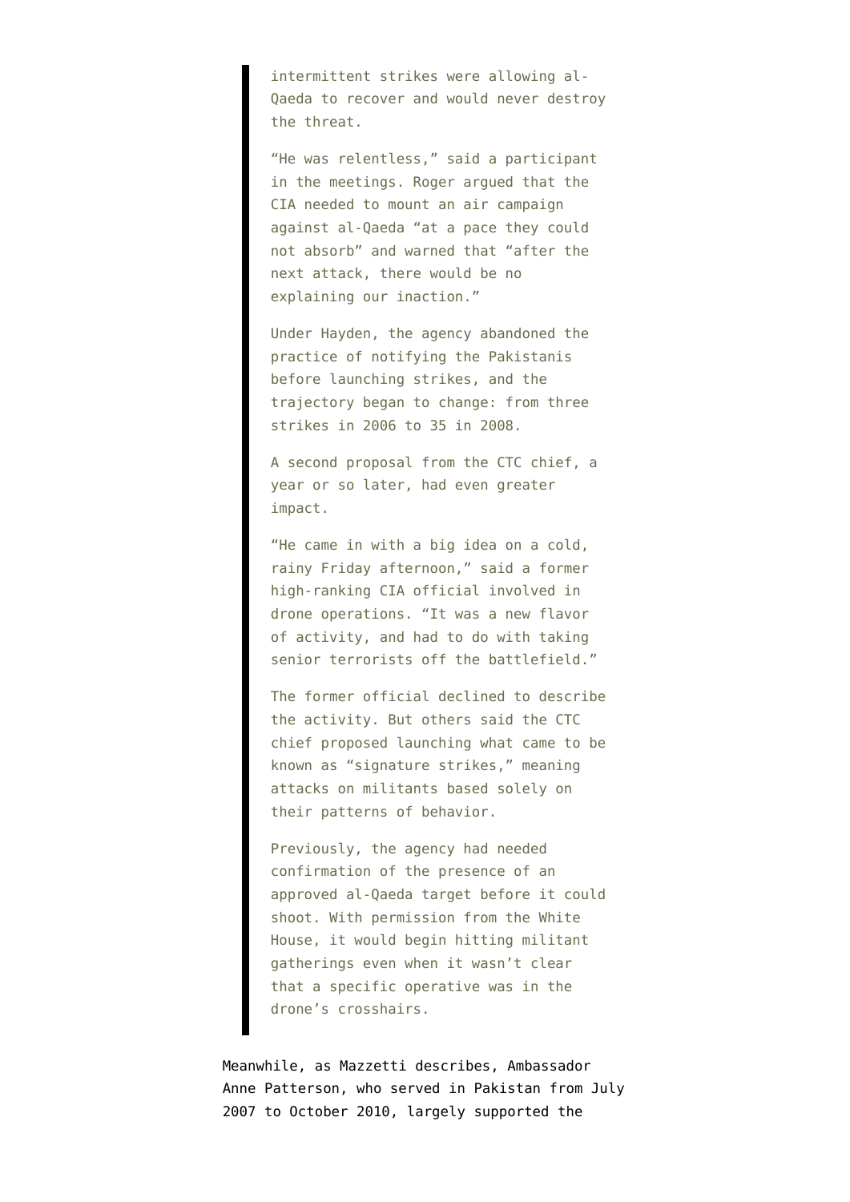> intermittent strikes were allowing al-Qaeda to recover and would never destroy the threat.
>
> "He was relentless," said a participant in the meetings. Roger argued that the CIA needed to mount an air campaign against al-Qaeda "at a pace they could not absorb" and warned that "after the next attack, there would be no explaining our inaction."
>
> Under Hayden, the agency abandoned the practice of notifying the Pakistanis before launching strikes, and the trajectory began to change: from three strikes in 2006 to 35 in 2008.
>
> A second proposal from the CTC chief, a year or so later, had even greater impact.
>
> "He came in with a big idea on a cold, rainy Friday afternoon," said a former high-ranking CIA official involved in drone operations. "It was a new flavor of activity, and had to do with taking senior terrorists off the battlefield."
>
> The former official declined to describe the activity. But others said the CTC chief proposed launching what came to be known as "signature strikes," meaning attacks on militants based solely on their patterns of behavior.
>
> Previously, the agency had needed confirmation of the presence of an approved al-Qaeda target before it could shoot. With permission from the White House, it would begin hitting militant gatherings even when it wasn't clear that a specific operative was in the drone's crosshairs.

Meanwhile, as Mazzetti describes, Ambassador Anne Patterson, who served in Pakistan from July 2007 to October 2010, largely supported the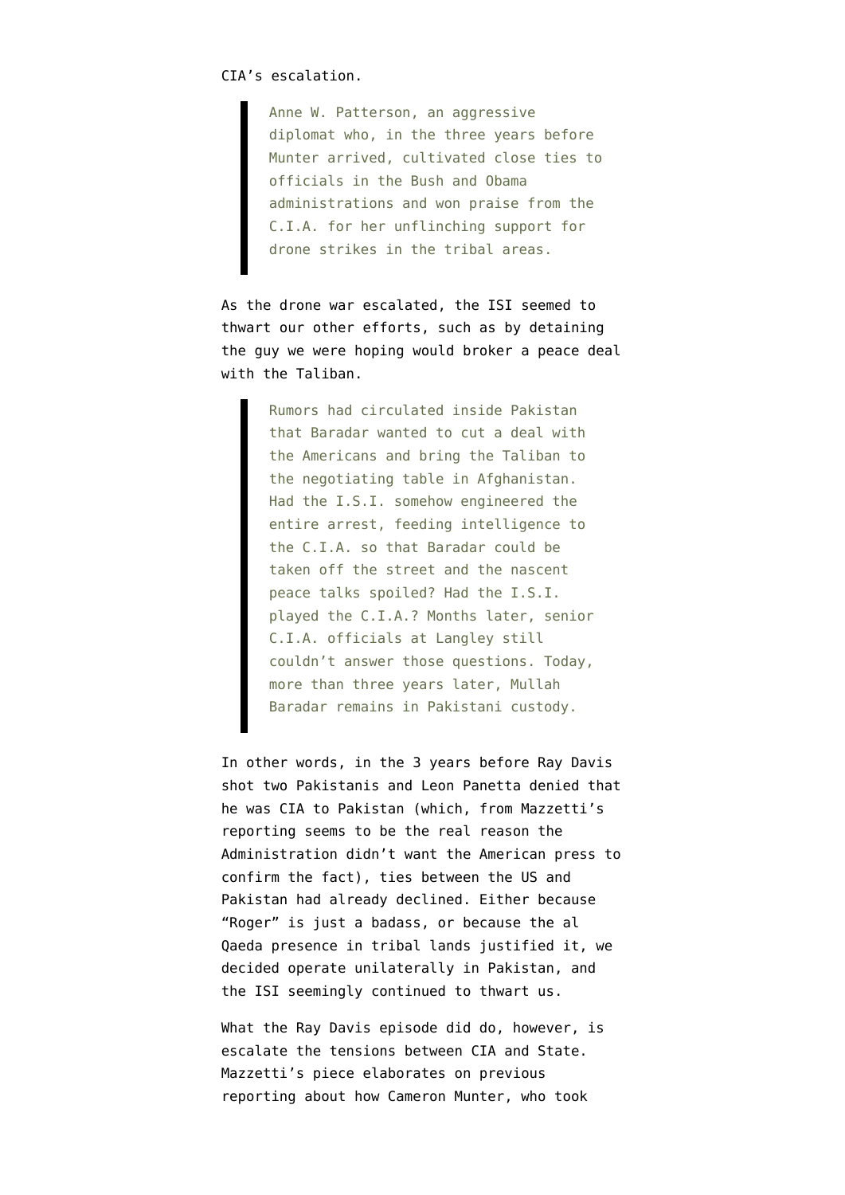CIA's escalation.

> Anne W. Patterson, an aggressive diplomat who, in the three years before Munter arrived, cultivated close ties to officials in the Bush and Obama administrations and won praise from the C.I.A. for her unflinching support for drone strikes in the tribal areas.

As the drone war escalated, the ISI seemed to thwart our other efforts, such as by detaining the guy we were hoping would broker a peace deal with the Taliban.

> Rumors had circulated inside Pakistan that Baradar wanted to cut a deal with the Americans and bring the Taliban to the negotiating table in Afghanistan. Had the I.S.I. somehow engineered the entire arrest, feeding intelligence to the C.I.A. so that Baradar could be taken off the street and the nascent peace talks spoiled? Had the I.S.I. played the C.I.A.? Months later, senior C.I.A. officials at Langley still couldn't answer those questions. Today, more than three years later, Mullah Baradar remains in Pakistani custody.

In other words, in the 3 years before Ray Davis shot two Pakistanis and Leon Panetta denied that he was CIA to Pakistan (which, from Mazzetti's reporting seems to be the real reason the Administration didn't want the American press to confirm the fact), ties between the US and Pakistan had already declined. Either because "Roger" is just a badass, or because the al Qaeda presence in tribal lands justified it, we decided operate unilaterally in Pakistan, and the ISI seemingly continued to thwart us.

What the Ray Davis episode did do, however, is escalate the tensions between CIA and State. Mazzetti's piece elaborates on previous reporting about how Cameron Munter, who took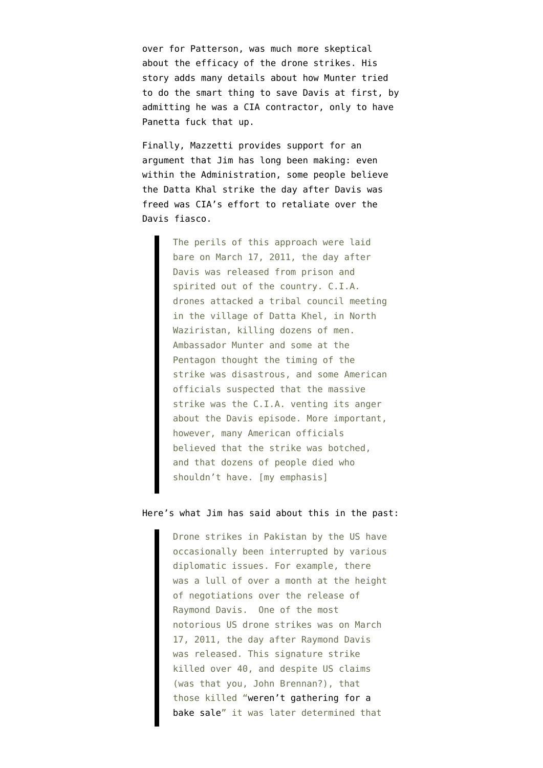over for Patterson, was much more skeptical about the efficacy of the drone strikes. His story adds many details about how Munter tried to do the smart thing to save Davis at first, by admitting he was a CIA contractor, only to have Panetta fuck that up.

Finally, Mazzetti provides support for an argument that Jim has long been making: even within the Administration, some people believe the Datta Khal strike the day after Davis was freed was CIA's effort to retaliate over the Davis fiasco.

> The perils of this approach were laid bare on March 17, 2011, the day after Davis was released from prison and spirited out of the country. C.I.A. drones attacked a tribal council meeting in the village of Datta Khel, in North Waziristan, killing dozens of men. Ambassador Munter and some at the Pentagon thought the timing of the strike was disastrous, and some American officials suspected that the massive strike was the C.I.A. venting its anger about the Davis episode. More important, however, many American officials believed that the strike was botched, and that dozens of people died who shouldn't have. [my emphasis]

Here's what Jim has said about this in the past:

> Drone strikes in Pakistan by the US have occasionally been interrupted by various diplomatic issues. For example, there was a lull of over a month at the height of negotiations over the release of Raymond Davis. One of the most notorious US drone strikes was on March 17, 2011, the day after Raymond Davis was released. This signature strike killed over 40, and despite US claims (was that you, John Brennan?), that those killed "weren't gathering for a bake sale" it was later determined that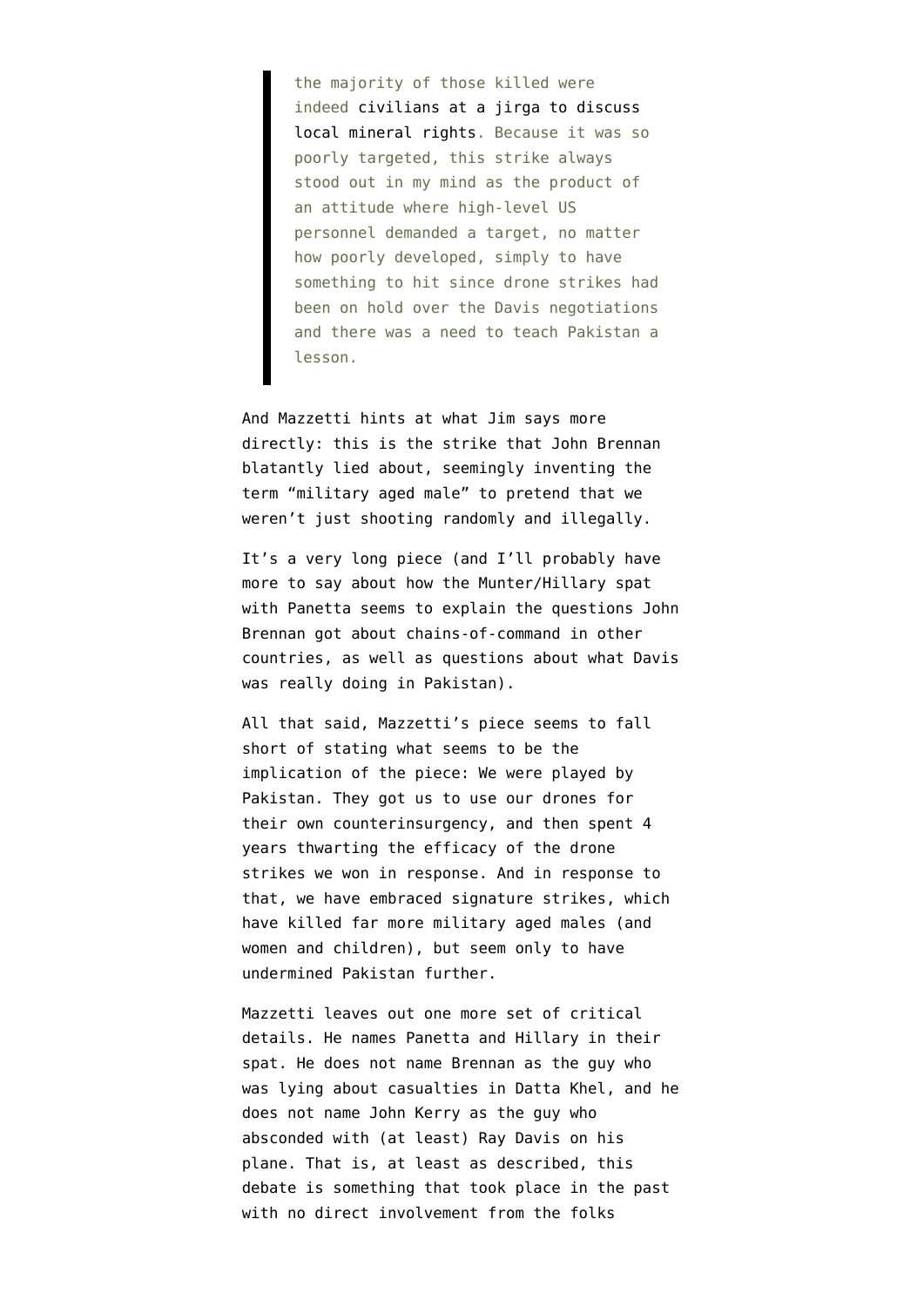> the majority of those killed were indeed civilians at a jirga to discuss local mineral rights. Because it was so poorly targeted, this strike always stood out in my mind as the product of an attitude where high-level US personnel demanded a target, no matter how poorly developed, simply to have something to hit since drone strikes had been on hold over the Davis negotiations and there was a need to teach Pakistan a lesson.

And Mazzetti hints at what Jim says more directly: this is the strike that John Brennan blatantly lied about, seemingly inventing the term "military aged male" to pretend that we weren't just shooting randomly and illegally.

It's a very long piece (and I'll probably have more to say about how the Munter/Hillary spat with Panetta seems to explain the questions John Brennan got about chains-of-command in other countries, as well as questions about what Davis was really doing in Pakistan).

All that said, Mazzetti's piece seems to fall short of stating what seems to be the implication of the piece: We were played by Pakistan. They got us to use our drones for their own counterinsurgency, and then spent 4 years thwarting the efficacy of the drone strikes we won in response. And in response to that, we have embraced signature strikes, which have killed far more military aged males (and women and children), but seem only to have undermined Pakistan further.

Mazzetti leaves out one more set of critical details. He names Panetta and Hillary in their spat. He does not name Brennan as the guy who was lying about casualties in Datta Khel, and he does not name John Kerry as the guy who absconded with (at least) Ray Davis on his plane. That is, at least as described, this debate is something that took place in the past with no direct involvement from the folks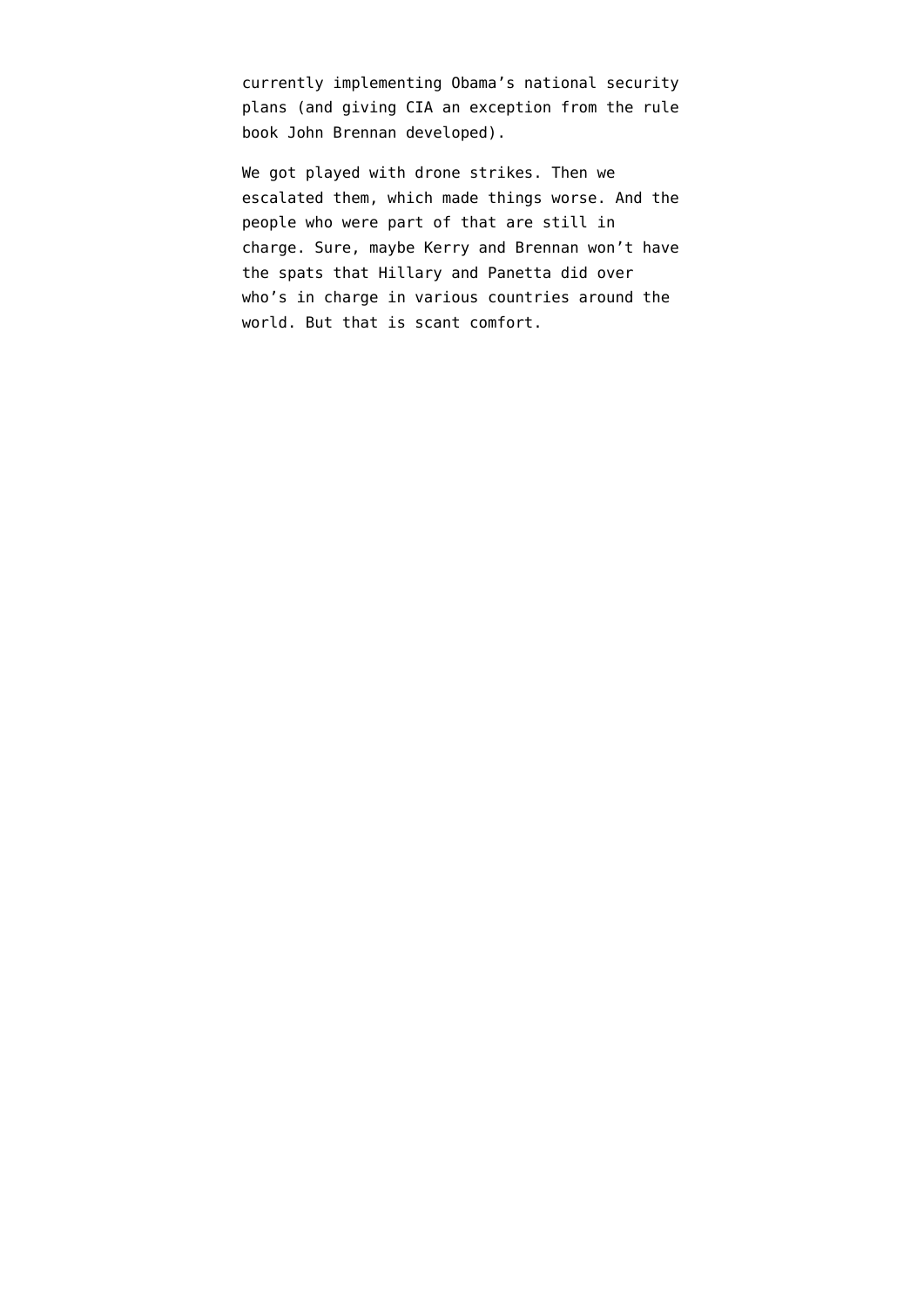currently implementing Obama's national security plans (and giving CIA an exception from the rule book John Brennan developed).

We got played with drone strikes. Then we escalated them, which made things worse. And the people who were part of that are still in charge. Sure, maybe Kerry and Brennan won't have the spats that Hillary and Panetta did over who's in charge in various countries around the world. But that is scant comfort.